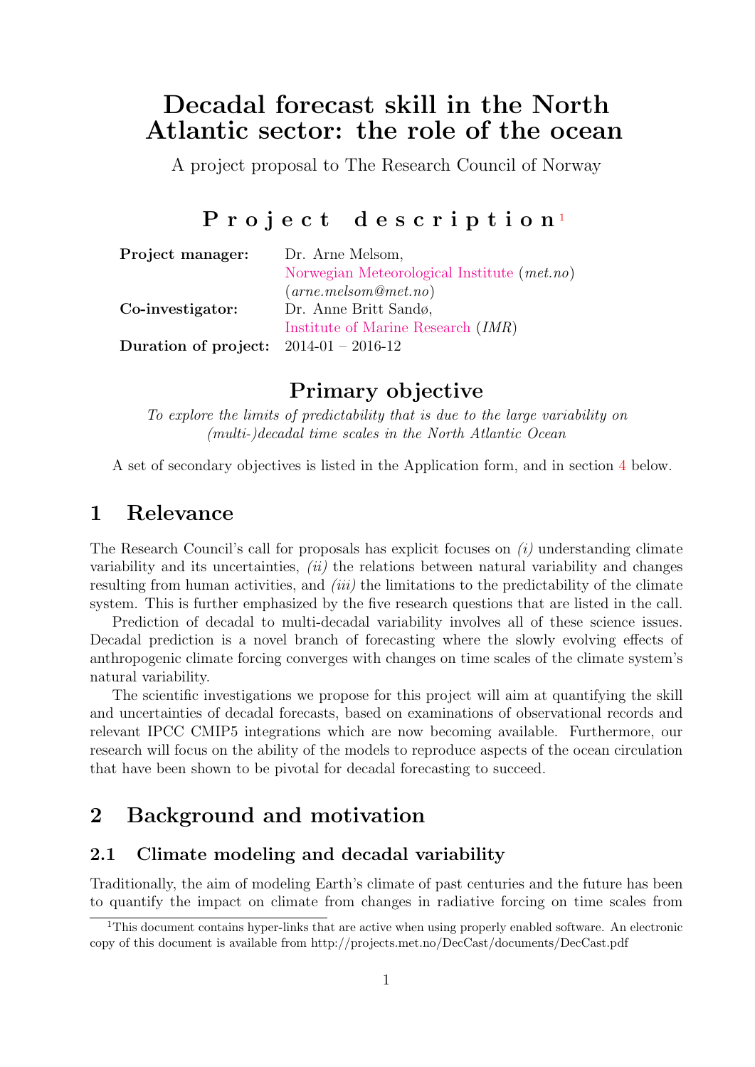# Decadal forecast skill in the North Atlantic sector: the role of the ocean

A project proposal to The Research Council of Norway

## Project description[1]

| | |
|---|---|
| **Project manager:** | Dr. Arne Melsom, |
| | Norwegian Meteorological Institute (*met.no*) |
| | (*arne.melsom@met.no*) |
| **Co-investigator:** | Dr. Anne Britt Sandø, |
| | Institute of Marine Research (*IMR*) |
| **Duration of project:** | 2014-01 – 2016-12 |

## Primary objective

*To explore the limits of predictability that is due to the large variability on (multi-)decadal time scales in the North Atlantic Ocean*

A set of secondary objectives is listed in the Application form, and in section 4 below.

## 1 Relevance

The Research Council's call for proposals has explicit focuses on *(i)* understanding climate variability and its uncertainties, *(ii)* the relations between natural variability and changes resulting from human activities, and *(iii)* the limitations to the predictability of the climate system. This is further emphasized by the five research questions that are listed in the call.

Prediction of decadal to multi-decadal variability involves all of these science issues. Decadal prediction is a novel branch of forecasting where the slowly evolving effects of anthropogenic climate forcing converges with changes on time scales of the climate system's natural variability.

The scientific investigations we propose for this project will aim at quantifying the skill and uncertainties of decadal forecasts, based on examinations of observational records and relevant IPCC CMIP5 integrations which are now becoming available. Furthermore, our research will focus on the ability of the models to reproduce aspects of the ocean circulation that have been shown to be pivotal for decadal forecasting to succeed.

## 2 Background and motivation

### 2.1 Climate modeling and decadal variability

Traditionally, the aim of modeling Earth's climate of past centuries and the future has been to quantify the impact on climate from changes in radiative forcing on time scales from

[1] This document contains hyper-links that are active when using properly enabled software. An electronic copy of this document is available from http://projects.met.no/DecCast/documents/DecCast.pdf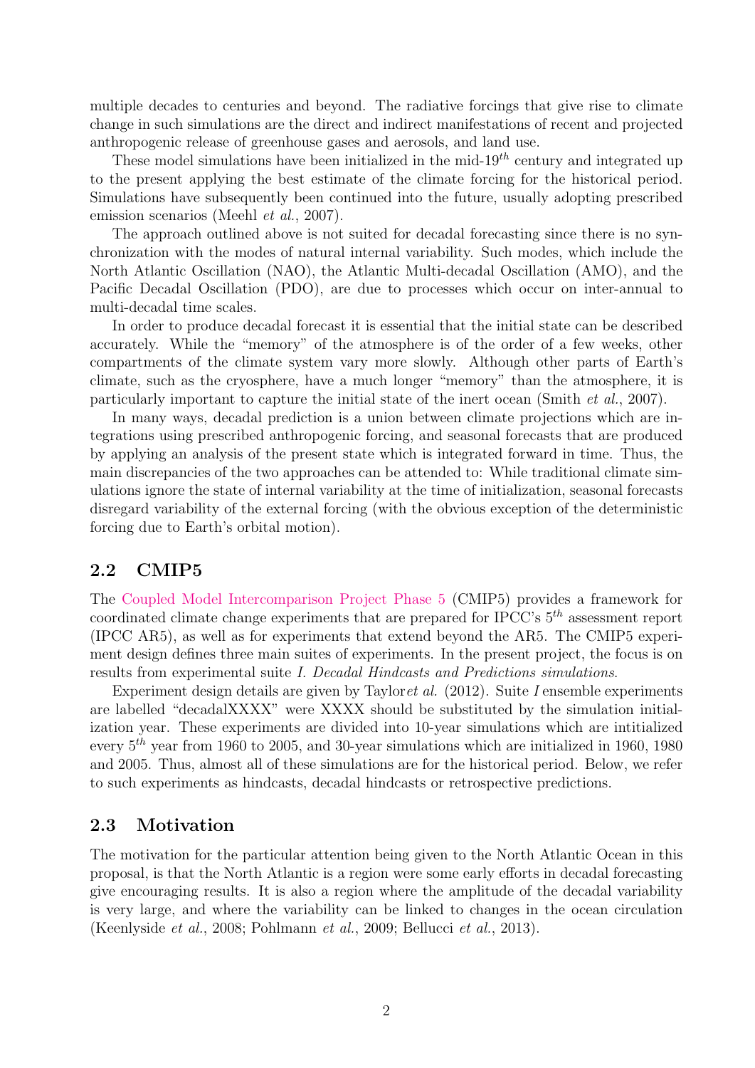multiple decades to centuries and beyond. The radiative forcings that give rise to climate change in such simulations are the direct and indirect manifestations of recent and projected anthropogenic release of greenhouse gases and aerosols, and land use.

These model simulations have been initialized in the mid-19$^{th}$ century and integrated up to the present applying the best estimate of the climate forcing for the historical period. Simulations have subsequently been continued into the future, usually adopting prescribed emission scenarios (Meehl *et al.*, 2007).

The approach outlined above is not suited for decadal forecasting since there is no synchronization with the modes of natural internal variability. Such modes, which include the North Atlantic Oscillation (NAO), the Atlantic Multi-decadal Oscillation (AMO), and the Pacific Decadal Oscillation (PDO), are due to processes which occur on inter-annual to multi-decadal time scales.

In order to produce decadal forecast it is essential that the initial state can be described accurately. While the "memory" of the atmosphere is of the order of a few weeks, other compartments of the climate system vary more slowly. Although other parts of Earth's climate, such as the cryosphere, have a much longer "memory" than the atmosphere, it is particularly important to capture the initial state of the inert ocean (Smith *et al.*, 2007).

In many ways, decadal prediction is a union between climate projections which are integrations using prescribed anthropogenic forcing, and seasonal forecasts that are produced by applying an analysis of the present state which is integrated forward in time. Thus, the main discrepancies of the two approaches can be attended to: While traditional climate simulations ignore the state of internal variability at the time of initialization, seasonal forecasts disregard variability of the external forcing (with the obvious exception of the deterministic forcing due to Earth's orbital motion).

## 2.2 CMIP5

The Coupled Model Intercomparison Project Phase 5 (CMIP5) provides a framework for coordinated climate change experiments that are prepared for IPCC's 5$^{th}$ assessment report (IPCC AR5), as well as for experiments that extend beyond the AR5. The CMIP5 experiment design defines three main suites of experiments. In the present project, the focus is on results from experimental suite *I. Decadal Hindcasts and Predictions simulations*.

Experiment design details are given by Taylor*et al.* (2012). Suite *I* ensemble experiments are labelled "decadalXXXX" were XXXX should be substituted by the simulation initialization year. These experiments are divided into 10-year simulations which are intitialized every 5$^{th}$ year from 1960 to 2005, and 30-year simulations which are initialized in 1960, 1980 and 2005. Thus, almost all of these simulations are for the historical period. Below, we refer to such experiments as hindcasts, decadal hindcasts or retrospective predictions.

## 2.3 Motivation

The motivation for the particular attention being given to the North Atlantic Ocean in this proposal, is that the North Atlantic is a region were some early efforts in decadal forecasting give encouraging results. It is also a region where the amplitude of the decadal variability is very large, and where the variability can be linked to changes in the ocean circulation (Keenlyside *et al.*, 2008; Pohlmann *et al.*, 2009; Bellucci *et al.*, 2013).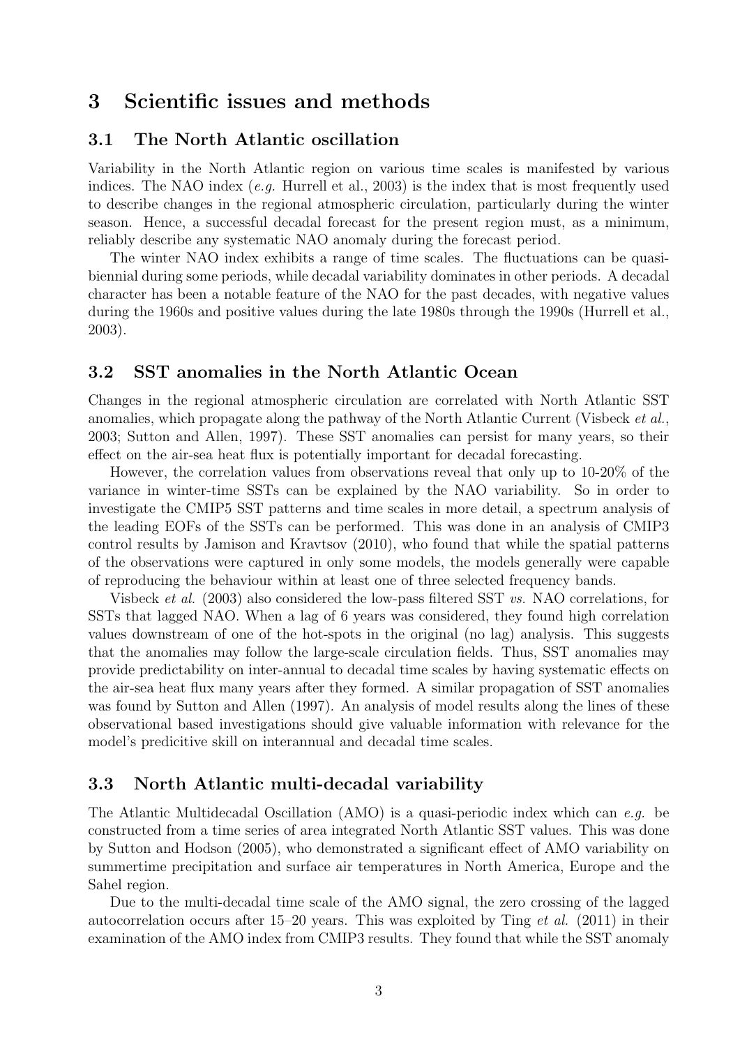## 3 Scientific issues and methods

### 3.1 The North Atlantic oscillation

Variability in the North Atlantic region on various time scales is manifested by various indices. The NAO index (*e.g.* Hurrell et al., 2003) is the index that is most frequently used to describe changes in the regional atmospheric circulation, particularly during the winter season. Hence, a successful decadal forecast for the present region must, as a minimum, reliably describe any systematic NAO anomaly during the forecast period.

The winter NAO index exhibits a range of time scales. The fluctuations can be quasi-biennial during some periods, while decadal variability dominates in other periods. A decadal character has been a notable feature of the NAO for the past decades, with negative values during the 1960s and positive values during the late 1980s through the 1990s (Hurrell et al., 2003).

### 3.2 SST anomalies in the North Atlantic Ocean

Changes in the regional atmospheric circulation are correlated with North Atlantic SST anomalies, which propagate along the pathway of the North Atlantic Current (Visbeck *et al.*, 2003; Sutton and Allen, 1997). These SST anomalies can persist for many years, so their effect on the air-sea heat flux is potentially important for decadal forecasting.

However, the correlation values from observations reveal that only up to 10-20% of the variance in winter-time SSTs can be explained by the NAO variability. So in order to investigate the CMIP5 SST patterns and time scales in more detail, a spectrum analysis of the leading EOFs of the SSTs can be performed. This was done in an analysis of CMIP3 control results by Jamison and Kravtsov (2010), who found that while the spatial patterns of the observations were captured in only some models, the models generally were capable of reproducing the behaviour within at least one of three selected frequency bands.

Visbeck *et al.* (2003) also considered the low-pass filtered SST *vs.* NAO correlations, for SSTs that lagged NAO. When a lag of 6 years was considered, they found high correlation values downstream of one of the hot-spots in the original (no lag) analysis. This suggests that the anomalies may follow the large-scale circulation fields. Thus, SST anomalies may provide predictability on inter-annual to decadal time scales by having systematic effects on the air-sea heat flux many years after they formed. A similar propagation of SST anomalies was found by Sutton and Allen (1997). An analysis of model results along the lines of these observational based investigations should give valuable information with relevance for the model's predicitive skill on interannual and decadal time scales.

### 3.3 North Atlantic multi-decadal variability

The Atlantic Multidecadal Oscillation (AMO) is a quasi-periodic index which can *e.g.* be constructed from a time series of area integrated North Atlantic SST values. This was done by Sutton and Hodson (2005), who demonstrated a significant effect of AMO variability on summertime precipitation and surface air temperatures in North America, Europe and the Sahel region.

Due to the multi-decadal time scale of the AMO signal, the zero crossing of the lagged autocorrelation occurs after 15–20 years. This was exploited by Ting *et al.* (2011) in their examination of the AMO index from CMIP3 results. They found that while the SST anomaly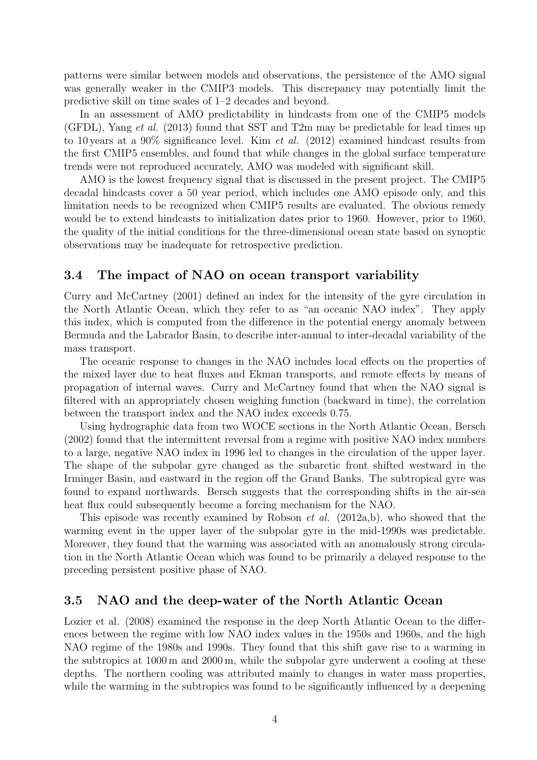patterns were similar between models and observations, the persistence of the AMO signal was generally weaker in the CMIP3 models. This discrepancy may potentially limit the predictive skill on time scales of 1–2 decades and beyond.

In an assessment of AMO predictability in hindcasts from one of the CMIP5 models (GFDL), Yang *et al.* (2013) found that SST and T2m may be predictable for lead times up to 10 years at a 90% significance level. Kim *et al.* (2012) examined hindcast results from the first CMIP5 ensembles, and found that while changes in the global surface temperature trends were not reproduced accurately, AMO was modeled with significant skill.

AMO is the lowest frequency signal that is discussed in the present project. The CMIP5 decadal hindcasts cover a 50 year period, which includes one AMO episode only, and this limitation needs to be recognized when CMIP5 results are evaluated. The obvious remedy would be to extend hindcasts to initialization dates prior to 1960. However, prior to 1960, the quality of the initial conditions for the three-dimensional ocean state based on synoptic observations may be inadequate for retrospective prediction.

### 3.4 The impact of NAO on ocean transport variability

Curry and McCartney (2001) defined an index for the intensity of the gyre circulation in the North Atlantic Ocean, which they refer to as "an oceanic NAO index". They apply this index, which is computed from the difference in the potential energy anomaly between Bermuda and the Labrador Basin, to describe inter-annual to inter-decadal variability of the mass transport.

The oceanic response to changes in the NAO includes local effects on the properties of the mixed layer due to heat fluxes and Ekman transports, and remote effects by means of propagation of internal waves. Curry and McCartney found that when the NAO signal is filtered with an appropriately chosen weighing function (backward in time), the correlation between the transport index and the NAO index exceeds 0.75.

Using hydrographic data from two WOCE sections in the North Atlantic Ocean, Bersch (2002) found that the intermittent reversal from a regime with positive NAO index numbers to a large, negative NAO index in 1996 led to changes in the circulation of the upper layer. The shape of the subpolar gyre changed as the subarctic front shifted westward in the Irminger Basin, and eastward in the region off the Grand Banks. The subtropical gyre was found to expand northwards. Bersch suggests that the corresponding shifts in the air-sea heat flux could subsequently become a forcing mechanism for the NAO.

This episode was recently examined by Robson *et al.* (2012a,b), who showed that the warming event in the upper layer of the subpolar gyre in the mid-1990s was predictable. Moreover, they found that the warming was associated with an anomalously strong circulation in the North Atlantic Ocean which was found to be primarily a delayed response to the preceding persistent positive phase of NAO.

### 3.5 NAO and the deep-water of the North Atlantic Ocean

Lozier et al. (2008) examined the response in the deep North Atlantic Ocean to the differences between the regime with low NAO index values in the 1950s and 1960s, and the high NAO regime of the 1980s and 1990s. They found that this shift gave rise to a warming in the subtropics at 1000 m and 2000 m, while the subpolar gyre underwent a cooling at these depths. The northern cooling was attributed mainly to changes in water mass properties, while the warming in the subtropics was found to be significantly influenced by a deepening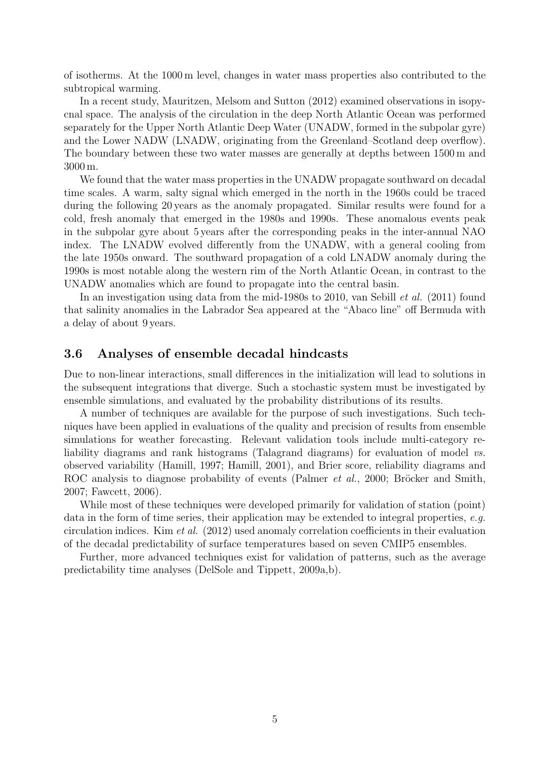of isotherms. At the 1000 m level, changes in water mass properties also contributed to the subtropical warming.

In a recent study, Mauritzen, Melsom and Sutton (2012) examined observations in isopycnal space. The analysis of the circulation in the deep North Atlantic Ocean was performed separately for the Upper North Atlantic Deep Water (UNADW, formed in the subpolar gyre) and the Lower NADW (LNADW, originating from the Greenland–Scotland deep overflow). The boundary between these two water masses are generally at depths between 1500 m and 3000 m.

We found that the water mass properties in the UNADW propagate southward on decadal time scales. A warm, salty signal which emerged in the north in the 1960s could be traced during the following 20 years as the anomaly propagated. Similar results were found for a cold, fresh anomaly that emerged in the 1980s and 1990s. These anomalous events peak in the subpolar gyre about 5 years after the corresponding peaks in the inter-annual NAO index. The LNADW evolved differently from the UNADW, with a general cooling from the late 1950s onward. The southward propagation of a cold LNADW anomaly during the 1990s is most notable along the western rim of the North Atlantic Ocean, in contrast to the UNADW anomalies which are found to propagate into the central basin.

In an investigation using data from the mid-1980s to 2010, van Sebill *et al.* (2011) found that salinity anomalies in the Labrador Sea appeared at the "Abaco line" off Bermuda with a delay of about 9 years.

### 3.6 Analyses of ensemble decadal hindcasts

Due to non-linear interactions, small differences in the initialization will lead to solutions in the subsequent integrations that diverge. Such a stochastic system must be investigated by ensemble simulations, and evaluated by the probability distributions of its results.

A number of techniques are available for the purpose of such investigations. Such techniques have been applied in evaluations of the quality and precision of results from ensemble simulations for weather forecasting. Relevant validation tools include multi-category reliability diagrams and rank histograms (Talagrand diagrams) for evaluation of model *vs.* observed variability (Hamill, 1997; Hamill, 2001), and Brier score, reliability diagrams and ROC analysis to diagnose probability of events (Palmer *et al.*, 2000; Bröcker and Smith, 2007; Fawcett, 2006).

While most of these techniques were developed primarily for validation of station (point) data in the form of time series, their application may be extended to integral properties, *e.g.* circulation indices. Kim *et al.* (2012) used anomaly correlation coefficients in their evaluation of the decadal predictability of surface temperatures based on seven CMIP5 ensembles.

Further, more advanced techniques exist for validation of patterns, such as the average predictability time analyses (DelSole and Tippett, 2009a,b).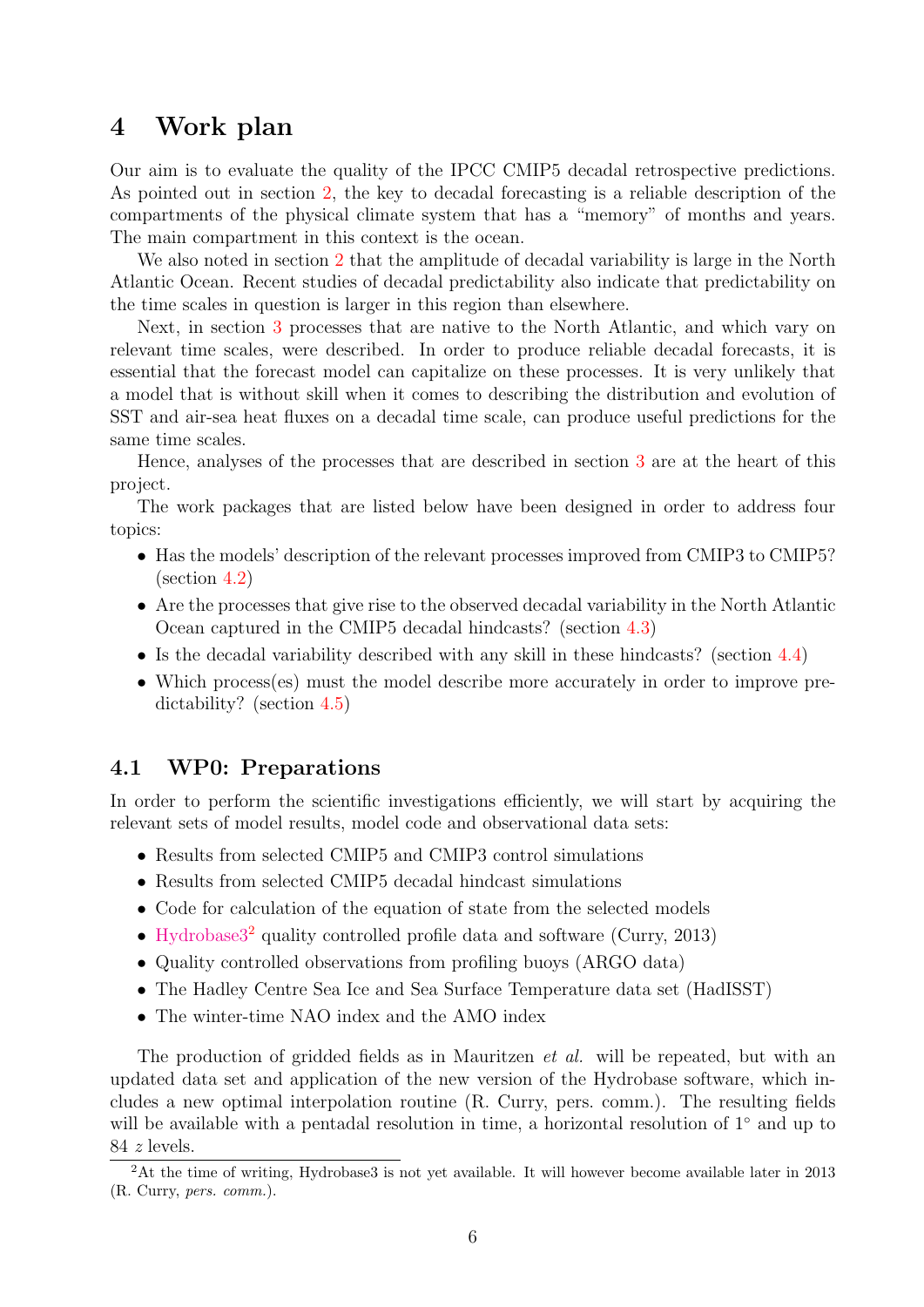# 4 Work plan

Our aim is to evaluate the quality of the IPCC CMIP5 decadal retrospective predictions. As pointed out in section 2, the key to decadal forecasting is a reliable description of the compartments of the physical climate system that has a "memory" of months and years. The main compartment in this context is the ocean.

We also noted in section 2 that the amplitude of decadal variability is large in the North Atlantic Ocean. Recent studies of decadal predictability also indicate that predictability on the time scales in question is larger in this region than elsewhere.

Next, in section 3 processes that are native to the North Atlantic, and which vary on relevant time scales, were described. In order to produce reliable decadal forecasts, it is essential that the forecast model can capitalize on these processes. It is very unlikely that a model that is without skill when it comes to describing the distribution and evolution of SST and air-sea heat fluxes on a decadal time scale, can produce useful predictions for the same time scales.

Hence, analyses of the processes that are described in section 3 are at the heart of this project.

The work packages that are listed below have been designed in order to address four topics:

- Has the models' description of the relevant processes improved from CMIP3 to CMIP5? (section 4.2)
- Are the processes that give rise to the observed decadal variability in the North Atlantic Ocean captured in the CMIP5 decadal hindcasts? (section 4.3)
- Is the decadal variability described with any skill in these hindcasts? (section 4.4)
- Which process(es) must the model describe more accurately in order to improve predictability? (section 4.5)

## 4.1 WP0: Preparations

In order to perform the scientific investigations efficiently, we will start by acquiring the relevant sets of model results, model code and observational data sets:

- Results from selected CMIP5 and CMIP3 control simulations
- Results from selected CMIP5 decadal hindcast simulations
- Code for calculation of the equation of state from the selected models
- Hydrobase3[2] quality controlled profile data and software (Curry, 2013)
- Quality controlled observations from profiling buoys (ARGO data)
- The Hadley Centre Sea Ice and Sea Surface Temperature data set (HadISST)
- The winter-time NAO index and the AMO index

The production of gridded fields as in Mauritzen *et al.* will be repeated, but with an updated data set and application of the new version of the Hydrobase software, which includes a new optimal interpolation routine (R. Curry, pers. comm.). The resulting fields will be available with a pentadal resolution in time, a horizontal resolution of 1° and up to 84 *z* levels.

[2]At the time of writing, Hydrobase3 is not yet available. It will however become available later in 2013 (R. Curry, *pers. comm.*).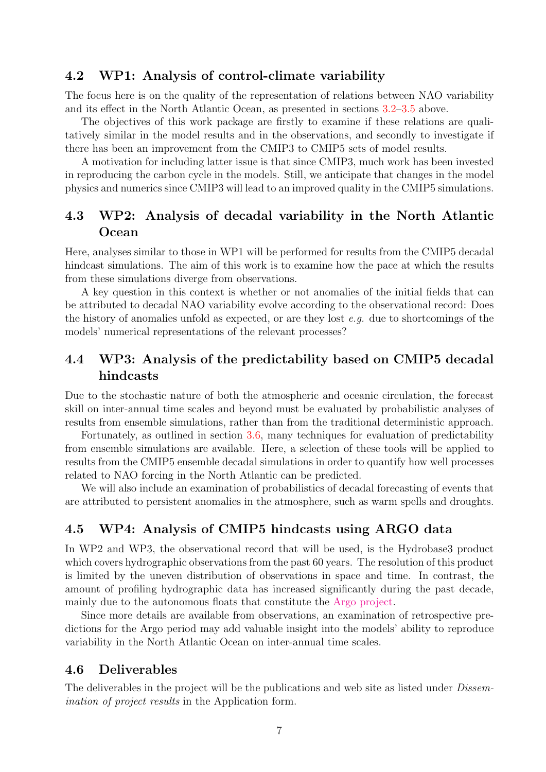## 4.2 WP1: Analysis of control-climate variability

The focus here is on the quality of the representation of relations between NAO variability and its effect in the North Atlantic Ocean, as presented in sections 3.2–3.5 above.

The objectives of this work package are firstly to examine if these relations are qualitatively similar in the model results and in the observations, and secondly to investigate if there has been an improvement from the CMIP3 to CMIP5 sets of model results.

A motivation for including latter issue is that since CMIP3, much work has been invested in reproducing the carbon cycle in the models. Still, we anticipate that changes in the model physics and numerics since CMIP3 will lead to an improved quality in the CMIP5 simulations.

## 4.3 WP2: Analysis of decadal variability in the North Atlantic Ocean

Here, analyses similar to those in WP1 will be performed for results from the CMIP5 decadal hindcast simulations. The aim of this work is to examine how the pace at which the results from these simulations diverge from observations.

A key question in this context is whether or not anomalies of the initial fields that can be attributed to decadal NAO variability evolve according to the observational record: Does the history of anomalies unfold as expected, or are they lost *e.g.* due to shortcomings of the models' numerical representations of the relevant processes?

## 4.4 WP3: Analysis of the predictability based on CMIP5 decadal hindcasts

Due to the stochastic nature of both the atmospheric and oceanic circulation, the forecast skill on inter-annual time scales and beyond must be evaluated by probabilistic analyses of results from ensemble simulations, rather than from the traditional deterministic approach.

Fortunately, as outlined in section 3.6, many techniques for evaluation of predictability from ensemble simulations are available. Here, a selection of these tools will be applied to results from the CMIP5 ensemble decadal simulations in order to quantify how well processes related to NAO forcing in the North Atlantic can be predicted.

We will also include an examination of probabilistics of decadal forecasting of events that are attributed to persistent anomalies in the atmosphere, such as warm spells and droughts.

## 4.5 WP4: Analysis of CMIP5 hindcasts using ARGO data

In WP2 and WP3, the observational record that will be used, is the Hydrobase3 product which covers hydrographic observations from the past 60 years. The resolution of this product is limited by the uneven distribution of observations in space and time. In contrast, the amount of profiling hydrographic data has increased significantly during the past decade, mainly due to the autonomous floats that constitute the Argo project.

Since more details are available from observations, an examination of retrospective predictions for the Argo period may add valuable insight into the models' ability to reproduce variability in the North Atlantic Ocean on inter-annual time scales.

## 4.6 Deliverables

The deliverables in the project will be the publications and web site as listed under *Dissemination of project results* in the Application form.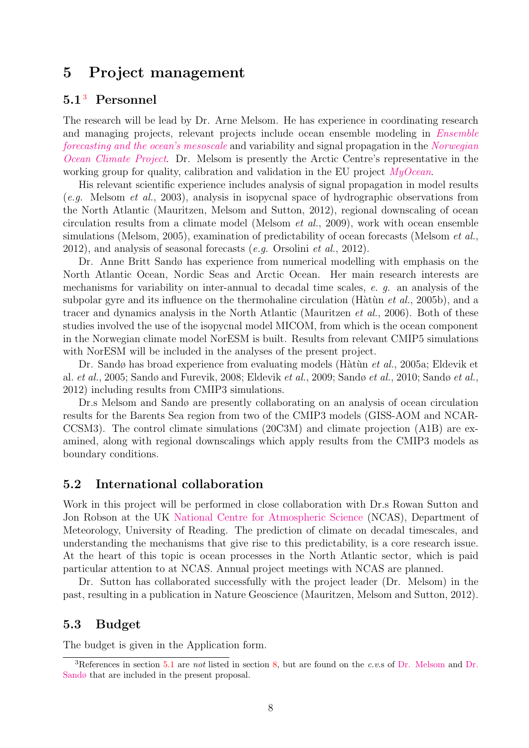# 5 Project management

## 5.1[3] Personnel

The research will be lead by Dr. Arne Melsom. He has experience in coordinating research and managing projects, relevant projects include ocean ensemble modeling in *Ensemble forecasting and the ocean's mesoscale* and variability and signal propagation in the *Norwegian Ocean Climate Project*. Dr. Melsom is presently the Arctic Centre's representative in the working group for quality, calibration and validation in the EU project *MyOcean*.

His relevant scientific experience includes analysis of signal propagation in model results (*e.g.* Melsom *et al.*, 2003), analysis in isopycnal space of hydrographic observations from the North Atlantic (Mauritzen, Melsom and Sutton, 2012), regional downscaling of ocean circulation results from a climate model (Melsom *et al.*, 2009), work with ocean ensemble simulations (Melsom, 2005), examination of predictability of ocean forecasts (Melsom *et al.*, 2012), and analysis of seasonal forecasts (*e.g.* Orsolini *et al.*, 2012).

Dr. Anne Britt Sandø has experience from numerical modelling with emphasis on the North Atlantic Ocean, Nordic Seas and Arctic Ocean. Her main research interests are mechanisms for variability on inter-annual to decadal time scales, *e. g.* an analysis of the subpolar gyre and its influence on the thermohaline circulation (Hàtùn *et al.*, 2005b), and a tracer and dynamics analysis in the North Atlantic (Mauritzen *et al.*, 2006). Both of these studies involved the use of the isopycnal model MICOM, from which is the ocean component in the Norwegian climate model NorESM is built. Results from relevant CMIP5 simulations with NorESM will be included in the analyses of the present project.

Dr. Sandø has broad experience from evaluating models (Hàtùn *et al.*, 2005a; Eldevik et al. *et al.*, 2005; Sandø and Furevik, 2008; Eldevik *et al.*, 2009; Sandø *et al.*, 2010; Sandø *et al.*, 2012) including results from CMIP3 simulations.

Dr.s Melsom and Sandø are presently collaborating on an analysis of ocean circulation results for the Barents Sea region from two of the CMIP3 models (GISS-AOM and NCAR-CCSM3). The control climate simulations (20C3M) and climate projection (A1B) are examined, along with regional downscalings which apply results from the CMIP3 models as boundary conditions.

## 5.2 International collaboration

Work in this project will be performed in close collaboration with Dr.s Rowan Sutton and Jon Robson at the UK National Centre for Atmospheric Science (NCAS), Department of Meteorology, University of Reading. The prediction of climate on decadal timescales, and understanding the mechanisms that give rise to this predictability, is a core research issue. At the heart of this topic is ocean processes in the North Atlantic sector, which is paid particular attention to at NCAS. Annual project meetings with NCAS are planned.

Dr. Sutton has collaborated successfully with the project leader (Dr. Melsom) in the past, resulting in a publication in Nature Geoscience (Mauritzen, Melsom and Sutton, 2012).

## 5.3 Budget

The budget is given in the Application form.

---

[3] References in section 5.1 are *not* listed in section 8, but are found on the *c.v.*s of Dr. Melsom and Dr. Sandø that are included in the present proposal.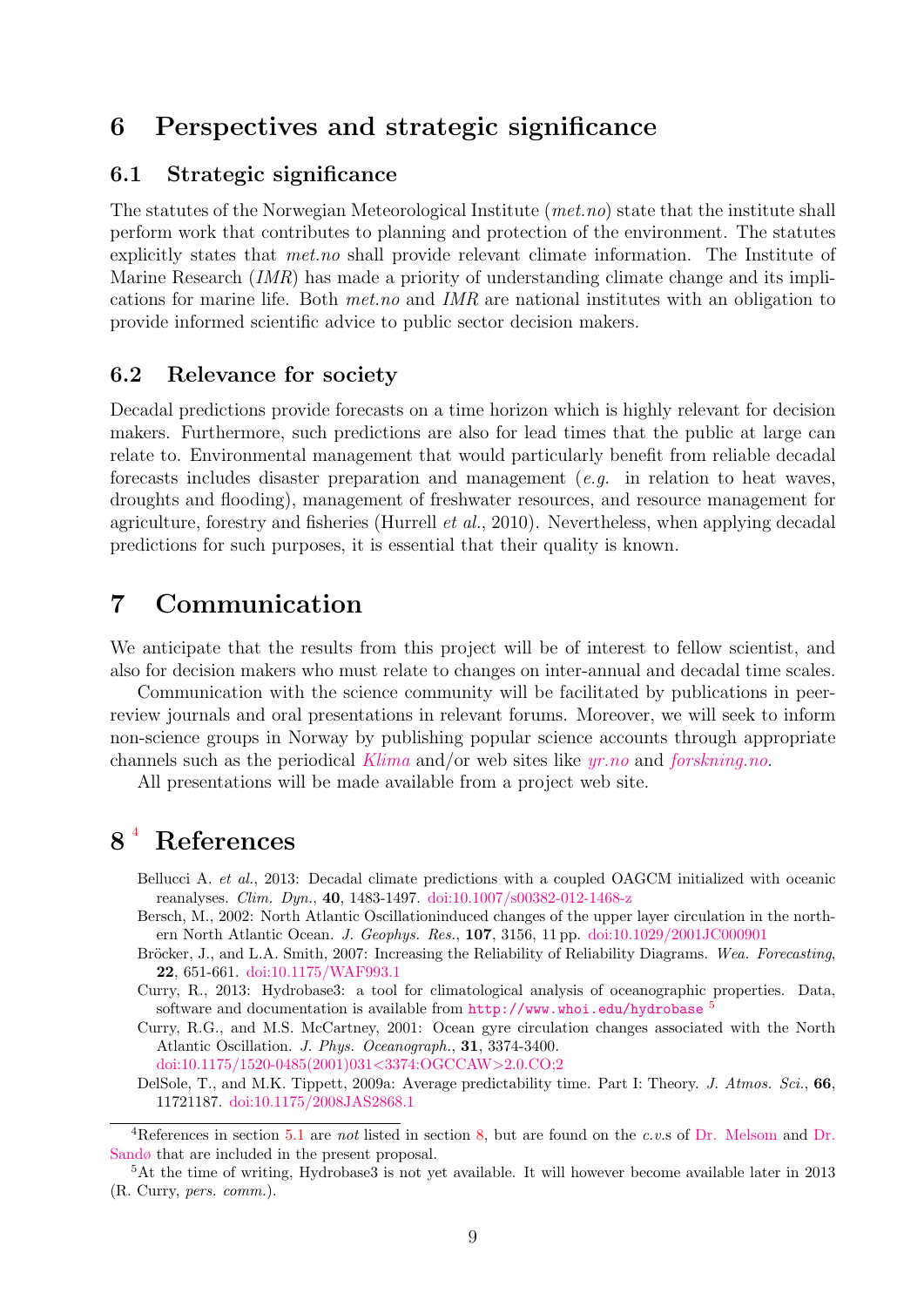# 6 Perspectives and strategic significance

## 6.1 Strategic significance

The statutes of the Norwegian Meteorological Institute (*met.no*) state that the institute shall perform work that contributes to planning and protection of the environment. The statutes explicitly states that *met.no* shall provide relevant climate information. The Institute of Marine Research (*IMR*) has made a priority of understanding climate change and its implications for marine life. Both *met.no* and *IMR* are national institutes with an obligation to provide informed scientific advice to public sector decision makers.

## 6.2 Relevance for society

Decadal predictions provide forecasts on a time horizon which is highly relevant for decision makers. Furthermore, such predictions are also for lead times that the public at large can relate to. Environmental management that would particularly benefit from reliable decadal forecasts includes disaster preparation and management (*e.g.* in relation to heat waves, droughts and flooding), management of freshwater resources, and resource management for agriculture, forestry and fisheries (Hurrell *et al.*, 2010). Nevertheless, when applying decadal predictions for such purposes, it is essential that their quality is known.

# 7 Communication

We anticipate that the results from this project will be of interest to fellow scientist, and also for decision makers who must relate to changes on inter-annual and decadal time scales.

Communication with the science community will be facilitated by publications in peer-review journals and oral presentations in relevant forums. Moreover, we will seek to inform non-science groups in Norway by publishing popular science accounts through appropriate channels such as the periodical *Klima* and/or web sites like *yr.no* and *forskning.no*.

All presentations will be made available from a project web site.

# 8 [4] References

Bellucci A. *et al.*, 2013: Decadal climate predictions with a coupled OAGCM initialized with oceanic reanalyses. *Clim. Dyn.*, **40**, 1483-1497. doi:10.1007/s00382-012-1468-z

Bersch, M., 2002: North Atlantic Oscillationinduced changes of the upper layer circulation in the northern North Atlantic Ocean. *J. Geophys. Res.*, **107**, 3156, 11 pp. doi:10.1029/2001JC000901

Bröcker, J., and L.A. Smith, 2007: Increasing the Reliability of Reliability Diagrams. *Wea. Forecasting*, **22**, 651-661. doi:10.1175/WAF993.1

Curry, R., 2013: Hydrobase3: a tool for climatological analysis of oceanographic properties. Data, software and documentation is available from `http://www.whoi.edu/hydrobase` [5]

Curry, R.G., and M.S. McCartney, 2001: Ocean gyre circulation changes associated with the North Atlantic Oscillation. *J. Phys. Oceanograph.*, **31**, 3374-3400. doi:10.1175/1520-0485(2001)031<3374:OGCCAW>2.0.CO;2

DelSole, T., and M.K. Tippett, 2009a: Average predictability time. Part I: Theory. *J. Atmos. Sci.*, **66**, 11721187. doi:10.1175/2008JAS2868.1

---

[4] References in section 5.1 are *not* listed in section 8, but are found on the *c.v.*s of Dr. Melsom and Dr. Sandø that are included in the present proposal.

[5] At the time of writing, Hydrobase3 is not yet available. It will however become available later in 2013 (R. Curry, *pers. comm.*).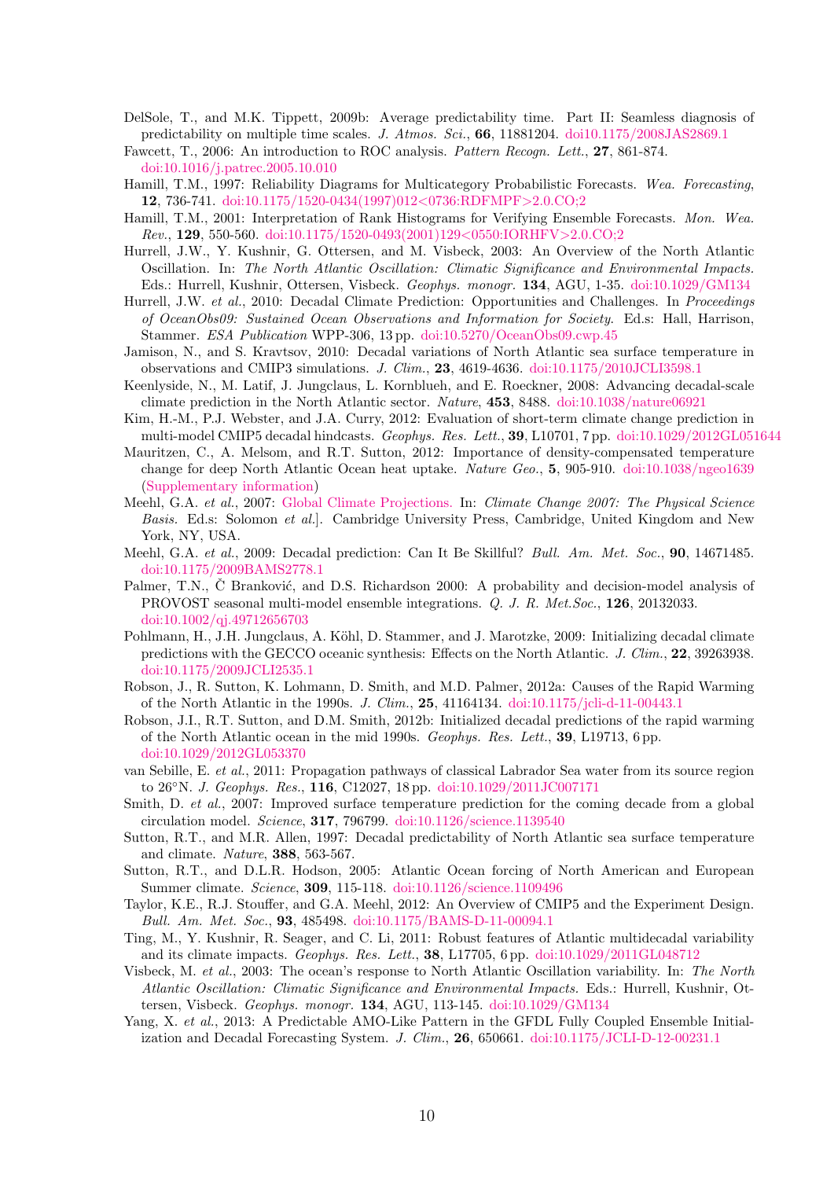DelSole, T., and M.K. Tippett, 2009b: Average predictability time. Part II: Seamless diagnosis of predictability on multiple time scales. *J. Atmos. Sci.*, **66**, 11881204. doi10.1175/2008JAS2869.1

Fawcett, T., 2006: An introduction to ROC analysis. *Pattern Recogn. Lett.*, **27**, 861-874. doi:10.1016/j.patrec.2005.10.010

Hamill, T.M., 1997: Reliability Diagrams for Multicategory Probabilistic Forecasts. *Wea. Forecasting*, **12**, 736-741. doi:10.1175/1520-0434(1997)012<0736:RDFMPF>2.0.CO;2

Hamill, T.M., 2001: Interpretation of Rank Histograms for Verifying Ensemble Forecasts. *Mon. Wea. Rev.*, **129**, 550-560. doi:10.1175/1520-0493(2001)129<0550:IORHFV>2.0.CO;2

Hurrell, J.W., Y. Kushnir, G. Ottersen, and M. Visbeck, 2003: An Overview of the North Atlantic Oscillation. In: *The North Atlantic Oscillation: Climatic Significance and Environmental Impacts.* Eds.: Hurrell, Kushnir, Ottersen, Visbeck. *Geophys. monogr.* **134**, AGU, 1-35. doi:10.1029/GM134

Hurrell, J.W. *et al.*, 2010: Decadal Climate Prediction: Opportunities and Challenges. In *Proceedings of OceanObs09: Sustained Ocean Observations and Information for Society.* Ed.s: Hall, Harrison, Stammer. *ESA Publication* WPP-306, 13 pp. doi:10.5270/OceanObs09.cwp.45

Jamison, N., and S. Kravtsov, 2010: Decadal variations of North Atlantic sea surface temperature in observations and CMIP3 simulations. *J. Clim.*, **23**, 4619-4636. doi:10.1175/2010JCLI3598.1

Keenlyside, N., M. Latif, J. Jungclaus, L. Kornblueh, and E. Roeckner, 2008: Advancing decadal-scale climate prediction in the North Atlantic sector. *Nature*, **453**, 8488. doi:10.1038/nature06921

Kim, H.-M., P.J. Webster, and J.A. Curry, 2012: Evaluation of short-term climate change prediction in multi-model CMIP5 decadal hindcasts. *Geophys. Res. Lett.*, **39**, L10701, 7 pp. doi:10.1029/2012GL051644

Mauritzen, C., A. Melsom, and R.T. Sutton, 2012: Importance of density-compensated temperature change for deep North Atlantic Ocean heat uptake. *Nature Geo.*, **5**, 905-910. doi:10.1038/ngeo1639 (Supplementary information)

Meehl, G.A. *et al.*, 2007: Global Climate Projections. In: *Climate Change 2007: The Physical Science Basis.* Ed.s: Solomon *et al.*]. Cambridge University Press, Cambridge, United Kingdom and New York, NY, USA.

Meehl, G.A. *et al.*, 2009: Decadal prediction: Can It Be Skillful? *Bull. Am. Met. Soc.*, **90**, 14671485. doi:10.1175/2009BAMS2778.1

Palmer, T.N., Č Branković, and D.S. Richardson 2000: A probability and decision-model analysis of PROVOST seasonal multi-model ensemble integrations. *Q. J. R. Met.Soc.*, **126**, 20132033. doi:10.1002/qj.49712656703

Pohlmann, H., J.H. Jungclaus, A. Köhl, D. Stammer, and J. Marotzke, 2009: Initializing decadal climate predictions with the GECCO oceanic synthesis: Effects on the North Atlantic. *J. Clim.*, **22**, 39263938. doi:10.1175/2009JCLI2535.1

Robson, J., R. Sutton, K. Lohmann, D. Smith, and M.D. Palmer, 2012a: Causes of the Rapid Warming of the North Atlantic in the 1990s. *J. Clim.*, **25**, 41164134. doi:10.1175/jcli-d-11-00443.1

Robson, J.I., R.T. Sutton, and D.M. Smith, 2012b: Initialized decadal predictions of the rapid warming of the North Atlantic ocean in the mid 1990s. *Geophys. Res. Lett.*, **39**, L19713, 6 pp. doi:10.1029/2012GL053370

van Sebille, E. *et al.*, 2011: Propagation pathways of classical Labrador Sea water from its source region to 26°N. *J. Geophys. Res.*, **116**, C12027, 18 pp. doi:10.1029/2011JC007171

Smith, D. *et al.*, 2007: Improved surface temperature prediction for the coming decade from a global circulation model. *Science*, **317**, 796799. doi:10.1126/science.1139540

Sutton, R.T., and M.R. Allen, 1997: Decadal predictability of North Atlantic sea surface temperature and climate. *Nature*, **388**, 563-567.

Sutton, R.T., and D.L.R. Hodson, 2005: Atlantic Ocean forcing of North American and European Summer climate. *Science*, **309**, 115-118. doi:10.1126/science.1109496

Taylor, K.E., R.J. Stouffer, and G.A. Meehl, 2012: An Overview of CMIP5 and the Experiment Design. *Bull. Am. Met. Soc.*, **93**, 485498. doi:10.1175/BAMS-D-11-00094.1

Ting, M., Y. Kushnir, R. Seager, and C. Li, 2011: Robust features of Atlantic multidecadal variability and its climate impacts. *Geophys. Res. Lett.*, **38**, L17705, 6 pp. doi:10.1029/2011GL048712

Visbeck, M. *et al.*, 2003: The ocean's response to North Atlantic Oscillation variability. In: *The North Atlantic Oscillation: Climatic Significance and Environmental Impacts.* Eds.: Hurrell, Kushnir, Ottersen, Visbeck. *Geophys. monogr.* **134**, AGU, 113-145. doi:10.1029/GM134

Yang, X. *et al.*, 2013: A Predictable AMO-Like Pattern in the GFDL Fully Coupled Ensemble Initialization and Decadal Forecasting System. *J. Clim.*, **26**, 650661. doi:10.1175/JCLI-D-12-00231.1